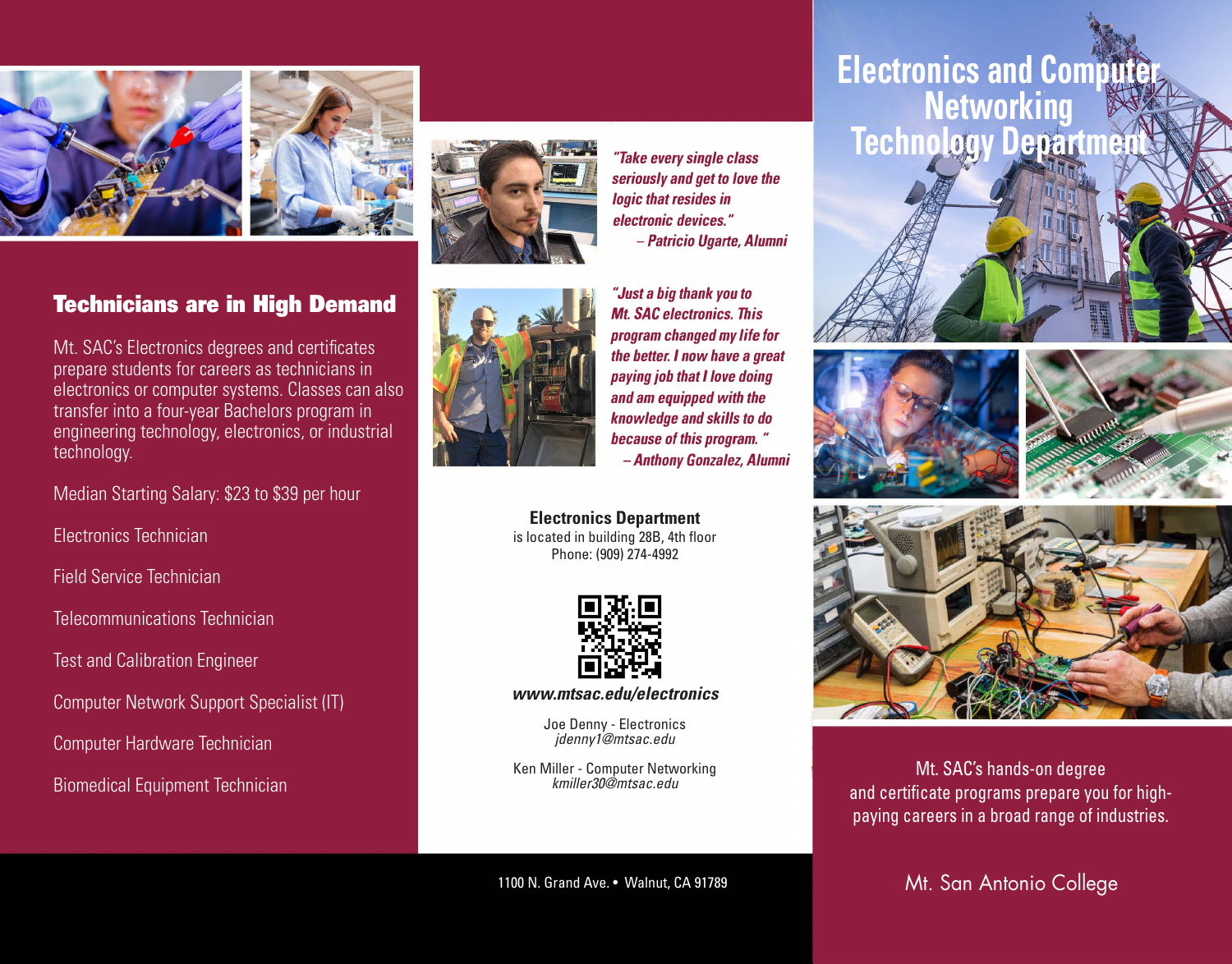# Electronics and Computer Networking Technology Department

Mt. SAC's hands-on degree and certificate programs prepare you for high-paying careers in a broad range of industries.

Mt. San Antonio College

## Technicians are in High Demand

Mt. SAC's Electronics degrees and certificates prepare students for careers as technicians in electronics or computer systems. Classes can also transfer into a four-year Bachelors program in engineering technology, electronics, or industrial technology.

Median Starting Salary: $23 to $39 per hour

Electronics Technician

Field Service Technician

Telecommunications Technician

Test and Calibration Engineer

Computer Network Support Specialist (IT)

Computer Hardware Technician

Biomedical Equipment Technician

*"Take every single class seriously and get to love the logic that resides in electronic devices."*
*– Patricio Ugarte, Alumni*

*"Just a big thank you to Mt. SAC electronics. This program changed my life for the better. I now have a great paying job that I love doing and am equipped with the knowledge and skills to do because of this program."*
*– Anthony Gonzalez, Alumni*

**Electronics Department**
is located in building 28B, 4th floor
Phone: (909) 274-4992

***www.mtsac.edu/electronics***

Joe Denny - Electronics
*jdenny1@mtsac.edu*

Ken Miller - Computer Networking
*kmiller30@mtsac.edu*

1100 N. Grand Ave. • Walnut, CA 91789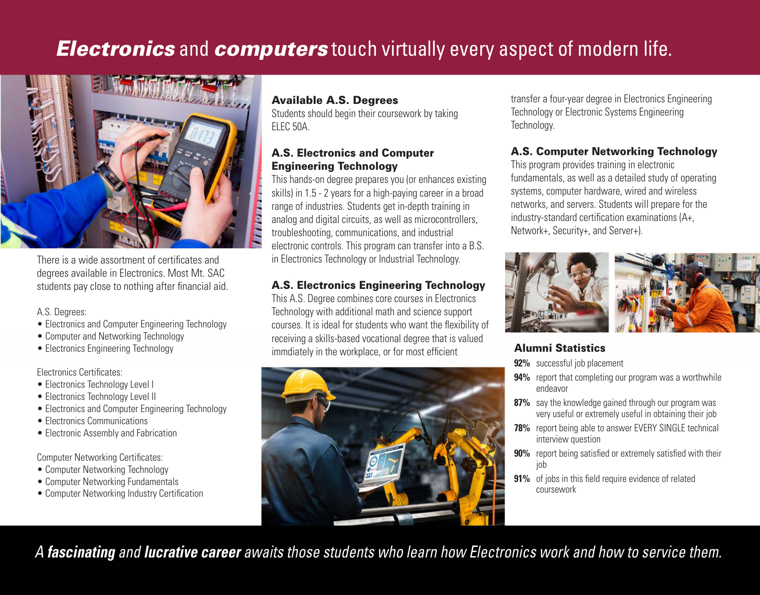# ***Electronics*** and ***computers*** touch virtually every aspect of modern life.

There is a wide assortment of certificates and degrees available in Electronics. Most Mt. SAC students pay close to nothing after financial aid.

A.S. Degrees:

- Electronics and Computer Engineering Technology
- Computer and Networking Technology
- Electronics Engineering Technology

Electronics Certificates:

- Electronics Technology Level I
- Electronics Technology Level II
- Electronics and Computer Engineering Technology
- Electronics Communications
- Electronic Assembly and Fabrication

Computer Networking Certificates:

- Computer Networking Technology
- Computer Networking Fundamentals
- Computer Networking Industry Certification

## Available A.S. Degrees

Students should begin their coursework by taking ELEC 50A.

### A.S. Electronics and Computer Engineering Technology

This hands-on degree prepares you (or enhances existing skills) in 1.5 - 2 years for a high-paying career in a broad range of industries. Students get in-depth training in analog and digital circuits, as well as microcontrollers, troubleshooting, communications, and industrial electronic controls. This program can transfer into a B.S. in Electronics Technology or Industrial Technology.

### A.S. Electronics Engineering Technology

This A.S. Degree combines core courses in Electronics Technology with additional math and science support courses. It is ideal for students who want the flexibility of receiving a skills-based vocational degree that is valued immdiately in the workplace, or for most efficient transfer a four-year degree in Electronics Engineering Technology or Electronic Systems Engineering Technology.

### A.S. Computer Networking Technology

This program provides training in electronic fundamentals, as well as a detailed study of operating systems, computer hardware, wired and wireless networks, and servers. Students will prepare for the industry-standard certification examinations (A+, Network+, Security+, and Server+).

## Alumni Statistics

- **92%** successful job placement
- **94%** report that completing our program was a worthwhile endeavor
- **87%** say the knowledge gained through our program was very useful or extremely useful in obtaining their job
- **78%** report being able to answer EVERY SINGLE technical interview question
- **90%** report being satisfied or extremely satisfied with their job
- **91%** of jobs in this field require evidence of related coursework

*A **fascinating** and **lucrative career** awaits those students who learn how Electronics work and how to service them.*